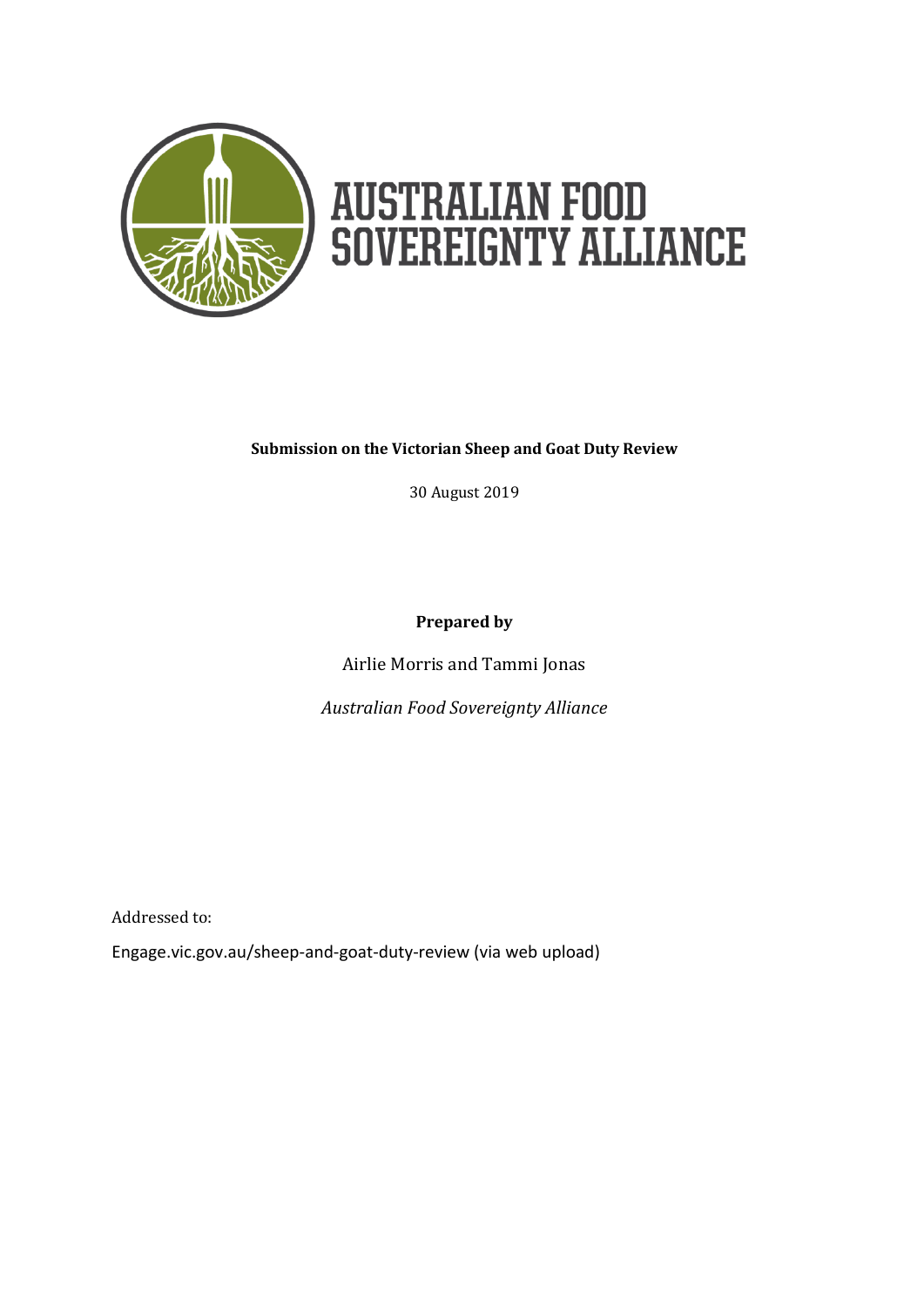# AUSTRALIAN FOOD SOVEREIGNTY ALLIANCE

**Submission on the Victorian Sheep and Goat Duty Review**

30 August 2019

**Prepared by**

Airlie Morris and Tammi Jonas

*Australian Food Sovereignty Alliance*

Addressed to:

Engage.vic.gov.au/sheep-and-goat-duty-review (via web upload)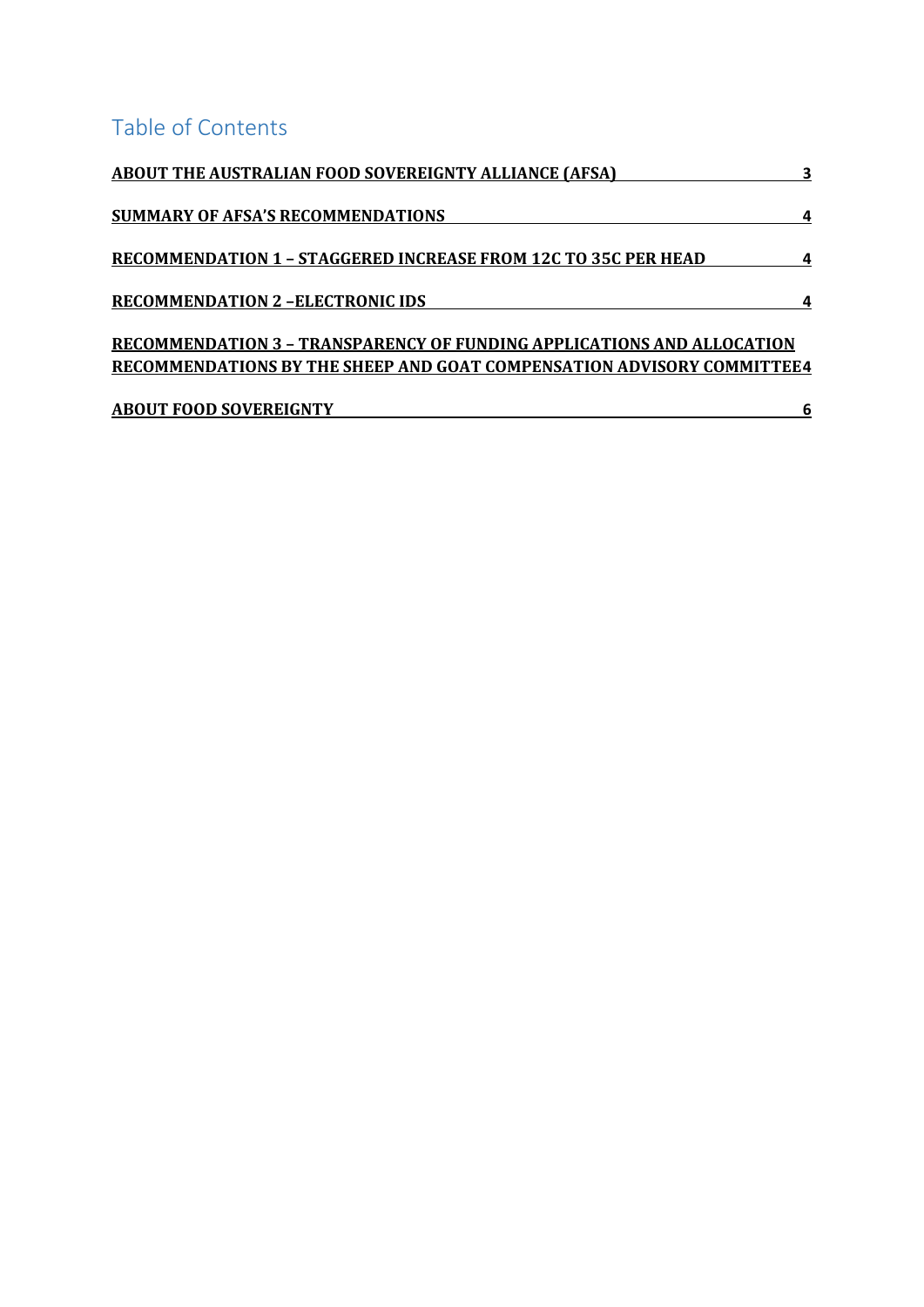## Table of Contents

| | |
|---|---|
| **ABOUT THE AUSTRALIAN FOOD SOVEREIGNTY ALLIANCE (AFSA)** | **3** |
| **SUMMARY OF AFSA'S RECOMMENDATIONS** | **4** |
| **RECOMMENDATION 1 – STAGGERED INCREASE FROM 12C TO 35C PER HEAD** | **4** |
| **RECOMMENDATION 2 –ELECTRONIC IDS** | **4** |
| **RECOMMENDATION 3 – TRANSPARENCY OF FUNDING APPLICATIONS AND ALLOCATION RECOMMENDATIONS BY THE SHEEP AND GOAT COMPENSATION ADVISORY COMMITTEE** | **4** |
| **ABOUT FOOD SOVEREIGNTY** | **6** |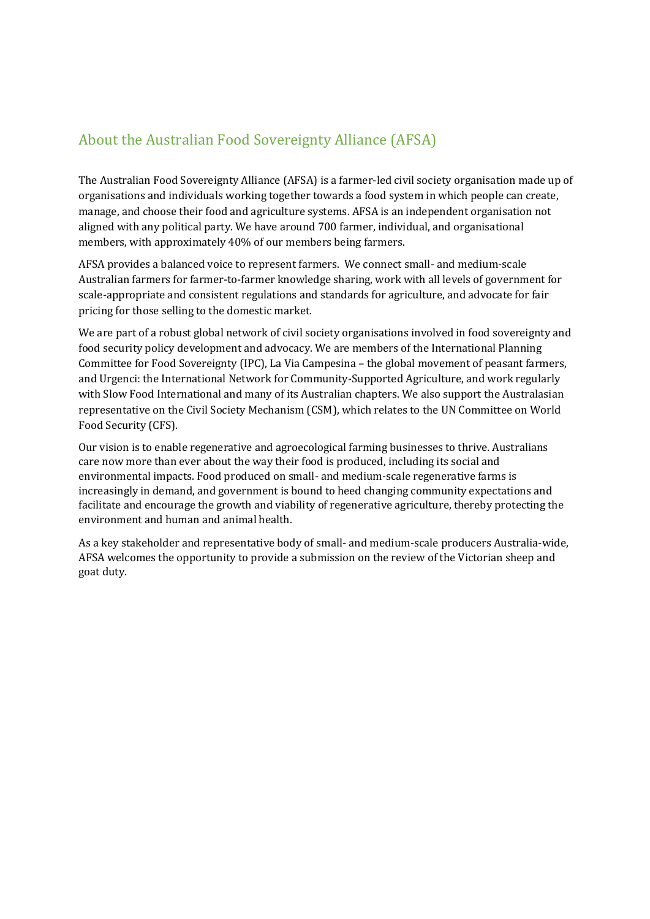## About the Australian Food Sovereignty Alliance (AFSA)

The Australian Food Sovereignty Alliance (AFSA) is a farmer-led civil society organisation made up of organisations and individuals working together towards a food system in which people can create, manage, and choose their food and agriculture systems. AFSA is an independent organisation not aligned with any political party. We have around 700 farmer, individual, and organisational members, with approximately 40% of our members being farmers.

AFSA provides a balanced voice to represent farmers. We connect small- and medium-scale Australian farmers for farmer-to-farmer knowledge sharing, work with all levels of government for scale-appropriate and consistent regulations and standards for agriculture, and advocate for fair pricing for those selling to the domestic market.

We are part of a robust global network of civil society organisations involved in food sovereignty and food security policy development and advocacy. We are members of the International Planning Committee for Food Sovereignty (IPC), La Via Campesina – the global movement of peasant farmers, and Urgenci: the International Network for Community-Supported Agriculture, and work regularly with Slow Food International and many of its Australian chapters. We also support the Australasian representative on the Civil Society Mechanism (CSM), which relates to the UN Committee on World Food Security (CFS).

Our vision is to enable regenerative and agroecological farming businesses to thrive. Australians care now more than ever about the way their food is produced, including its social and environmental impacts. Food produced on small- and medium-scale regenerative farms is increasingly in demand, and government is bound to heed changing community expectations and facilitate and encourage the growth and viability of regenerative agriculture, thereby protecting the environment and human and animal health.

As a key stakeholder and representative body of small- and medium-scale producers Australia-wide, AFSA welcomes the opportunity to provide a submission on the review of the Victorian sheep and goat duty.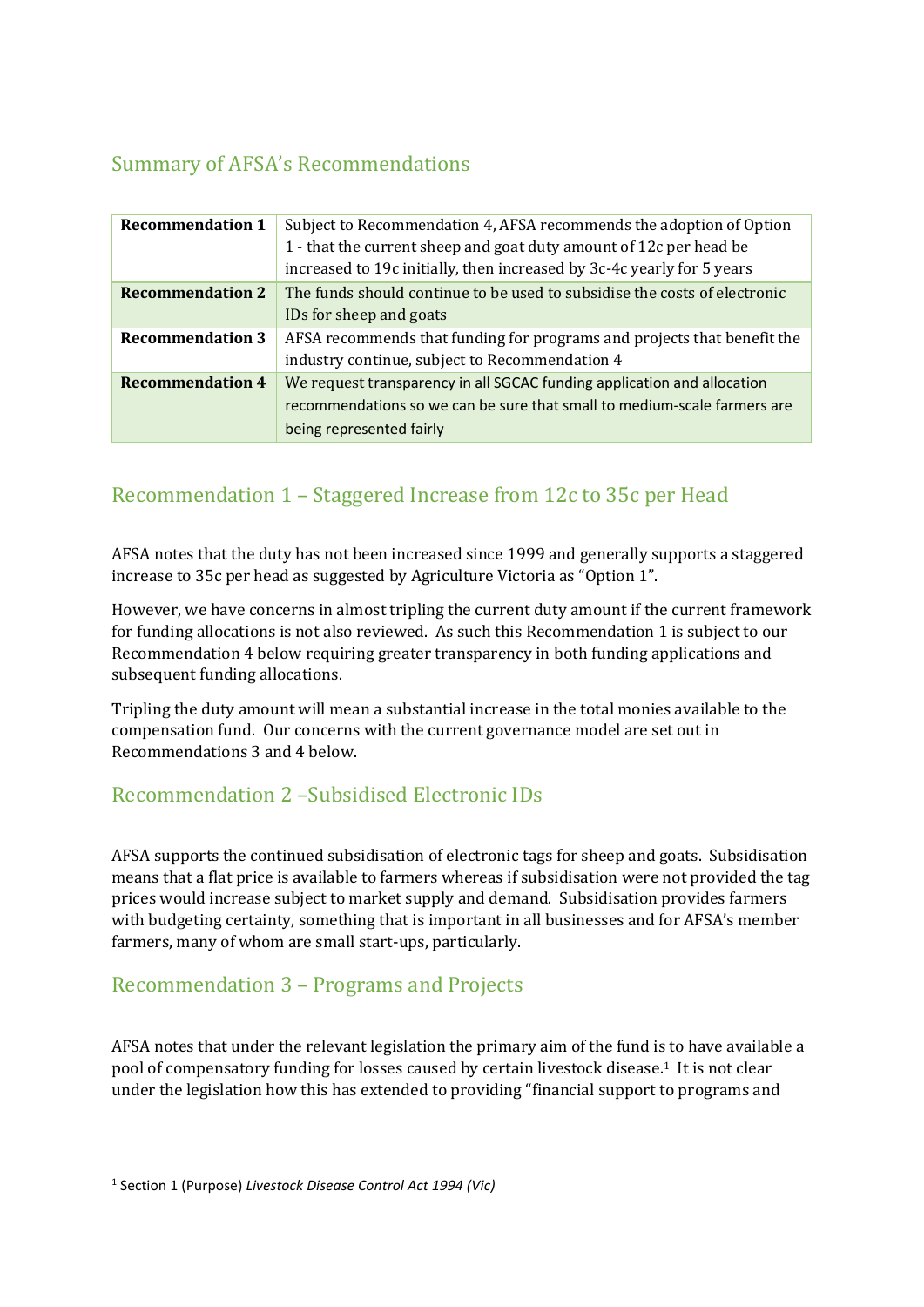## Summary of AFSA's Recommendations

| | |
|---|---|
| **Recommendation 1** | Subject to Recommendation 4, AFSA recommends the adoption of Option 1 - that the current sheep and goat duty amount of 12c per head be increased to 19c initially, then increased by 3c-4c yearly for 5 years |
| **Recommendation 2** | The funds should continue to be used to subsidise the costs of electronic IDs for sheep and goats |
| **Recommendation 3** | AFSA recommends that funding for programs and projects that benefit the industry continue, subject to Recommendation 4 |
| **Recommendation 4** | We request transparency in all SGCAC funding application and allocation recommendations so we can be sure that small to medium-scale farmers are being represented fairly |

## Recommendation 1 – Staggered Increase from 12c to 35c per Head

AFSA notes that the duty has not been increased since 1999 and generally supports a staggered increase to 35c per head as suggested by Agriculture Victoria as "Option 1".

However, we have concerns in almost tripling the current duty amount if the current framework for funding allocations is not also reviewed. As such this Recommendation 1 is subject to our Recommendation 4 below requiring greater transparency in both funding applications and subsequent funding allocations.

Tripling the duty amount will mean a substantial increase in the total monies available to the compensation fund. Our concerns with the current governance model are set out in Recommendations 3 and 4 below.

## Recommendation 2 –Subsidised Electronic IDs

AFSA supports the continued subsidisation of electronic tags for sheep and goats. Subsidisation means that a flat price is available to farmers whereas if subsidisation were not provided the tag prices would increase subject to market supply and demand. Subsidisation provides farmers with budgeting certainty, something that is important in all businesses and for AFSA's member farmers, many of whom are small start-ups, particularly.

## Recommendation 3 – Programs and Projects

AFSA notes that under the relevant legislation the primary aim of the fund is to have available a pool of compensatory funding for losses caused by certain livestock disease.[1] It is not clear under the legislation how this has extended to providing "financial support to programs and

[1] Section 1 (Purpose) *Livestock Disease Control Act 1994 (Vic)*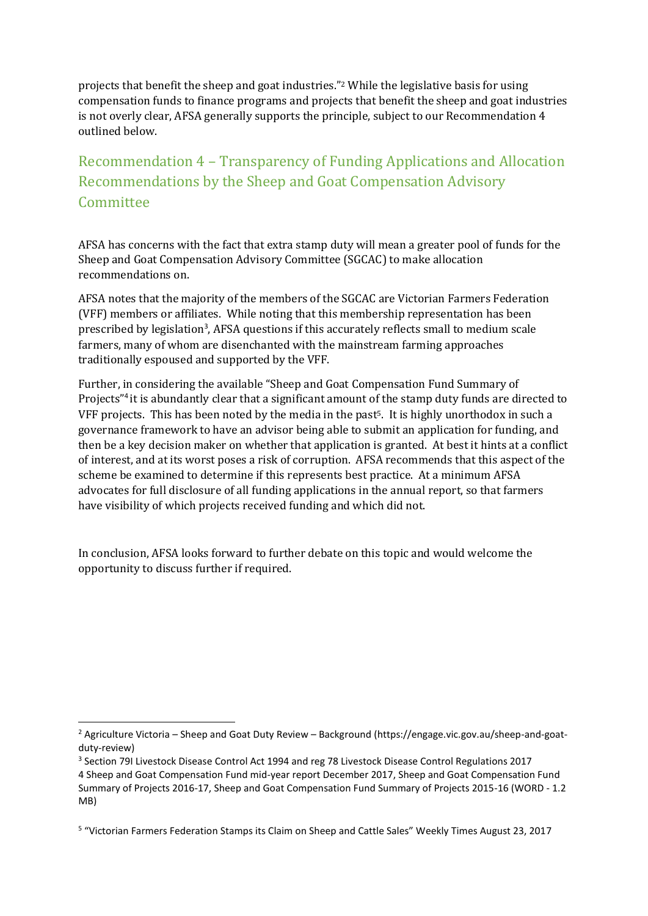projects that benefit the sheep and goat industries."[2] While the legislative basis for using compensation funds to finance programs and projects that benefit the sheep and goat industries is not overly clear, AFSA generally supports the principle, subject to our Recommendation 4 outlined below.

## Recommendation 4 – Transparency of Funding Applications and Allocation Recommendations by the Sheep and Goat Compensation Advisory Committee

AFSA has concerns with the fact that extra stamp duty will mean a greater pool of funds for the Sheep and Goat Compensation Advisory Committee (SGCAC) to make allocation recommendations on.

AFSA notes that the majority of the members of the SGCAC are Victorian Farmers Federation (VFF) members or affiliates. While noting that this membership representation has been prescribed by legislation[3], AFSA questions if this accurately reflects small to medium scale farmers, many of whom are disenchanted with the mainstream farming approaches traditionally espoused and supported by the VFF.

Further, in considering the available "Sheep and Goat Compensation Fund Summary of Projects"[4] it is abundantly clear that a significant amount of the stamp duty funds are directed to VFF projects. This has been noted by the media in the past[5]. It is highly unorthodox in such a governance framework to have an advisor being able to submit an application for funding, and then be a key decision maker on whether that application is granted. At best it hints at a conflict of interest, and at its worst poses a risk of corruption. AFSA recommends that this aspect of the scheme be examined to determine if this represents best practice. At a minimum AFSA advocates for full disclosure of all funding applications in the annual report, so that farmers have visibility of which projects received funding and which did not.

In conclusion, AFSA looks forward to further debate on this topic and would welcome the opportunity to discuss further if required.

---

[2] Agriculture Victoria – Sheep and Goat Duty Review – Background (https://engage.vic.gov.au/sheep-and-goat-duty-review)

[3] Section 79I Livestock Disease Control Act 1994 and reg 78 Livestock Disease Control Regulations 2017

[4] Sheep and Goat Compensation Fund mid-year report December 2017, Sheep and Goat Compensation Fund Summary of Projects 2016-17, Sheep and Goat Compensation Fund Summary of Projects 2015-16 (WORD - 1.2 MB)

[5] "Victorian Farmers Federation Stamps its Claim on Sheep and Cattle Sales" Weekly Times August 23, 2017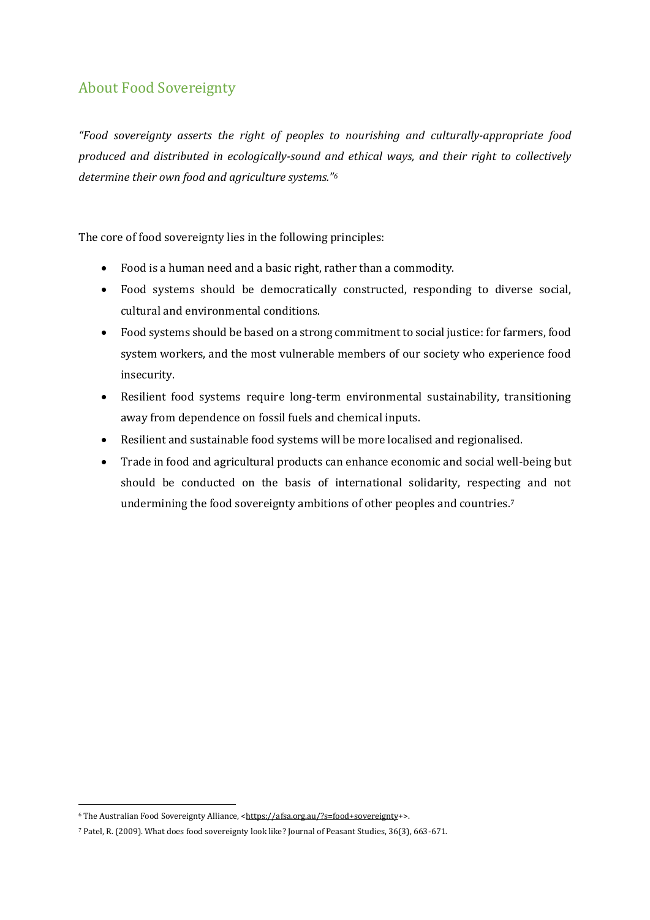## About Food Sovereignty

*"Food sovereignty asserts the right of peoples to nourishing and culturally-appropriate food produced and distributed in ecologically-sound and ethical ways, and their right to collectively determine their own food and agriculture systems."*[6]

The core of food sovereignty lies in the following principles:

- Food is a human need and a basic right, rather than a commodity.
- Food systems should be democratically constructed, responding to diverse social, cultural and environmental conditions.
- Food systems should be based on a strong commitment to social justice: for farmers, food system workers, and the most vulnerable members of our society who experience food insecurity.
- Resilient food systems require long-term environmental sustainability, transitioning away from dependence on fossil fuels and chemical inputs.
- Resilient and sustainable food systems will be more localised and regionalised.
- Trade in food and agricultural products can enhance economic and social well-being but should be conducted on the basis of international solidarity, respecting and not undermining the food sovereignty ambitions of other peoples and countries.[7]

---

[6] The Australian Food Sovereignty Alliance, <https://afsa.org.au/?s=food+sovereignty+>.

[7] Patel, R. (2009). What does food sovereignty look like? Journal of Peasant Studies, 36(3), 663-671.